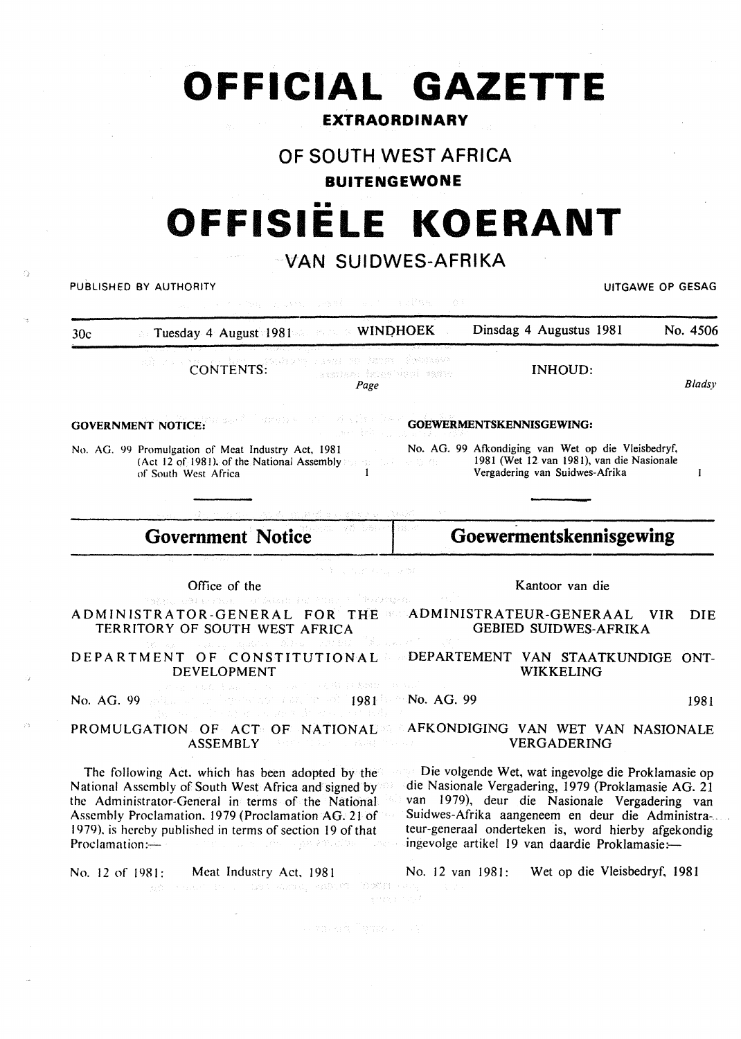# OFFICIAL GAZETTE

**EXTRAORDINARY**

## OF SOUTH WEST AFRICA

**BUITENGEWONE**

# OFFISIËLE KOERANT

## VAN SUIDWES-AFRIKA

PUBLISHED BY AUTHORITY — UITGAWE OP GESAG

| 30c | Tuesday 4 August 1981 | WINDHOEK | Dinsdag 4 Augustus 1981 | No. 4506 |
|---|---|---|---|---|

CONTENTS: *Page*

**GOVERNMENT NOTICE:**

No. AG. 99 Promulgation of Meat Industry Act, 1981 (Act 12 of 1981), of the National Assembly of South West Africa ... 1

INHOUD: *Bladsy*

**GOEWERMENTSKENNISGEWING:**

No. AG. 99 Afkondiging van Wet op die Vleisbedryf, 1981 (Wet 12 van 1981), van die Nasionale Vergadering van Suidwes-Afrika ... 1

## Government Notice

Office of the

ADMINISTRATOR-GENERAL FOR THE TERRITORY OF SOUTH WEST AFRICA

DEPARTMENT OF CONSTITUTIONAL DEVELOPMENT

No. AG. 99 — 1981

PROMULGATION OF ACT OF NATIONAL ASSEMBLY

The following Act, which has been adopted by the National Assembly of South West Africa and signed by the Administrator-General in terms of the National Assembly Proclamation, 1979 (Proclamation AG. 21 of 1979), is hereby published in terms of section 19 of that Proclamation:—

No. 12 of 1981: Meat Industry Act, 1981

## Goewermentskennisgewing

Kantoor van die

ADMINISTRATEUR-GENERAAL VIR DIE GEBIED SUIDWES-AFRIKA

DEPARTEMENT VAN STAATKUNDIGE ONTWIKKELING

No. AG. 99 — 1981

AFKONDIGING VAN WET VAN NASIONALE VERGADERING

Die volgende Wet, wat ingevolge die Proklamasie op die Nasionale Vergadering, 1979 (Proklamasie AG. 21 van 1979), deur die Nasionale Vergadering van Suidwes-Afrika aangeneem en deur die Administrateur-generaal onderteken is, word hierby afgekondig ingevolge artikel 19 van daardie Proklamasie:—

No. 12 van 1981: Wet op die Vleisbedryf, 1981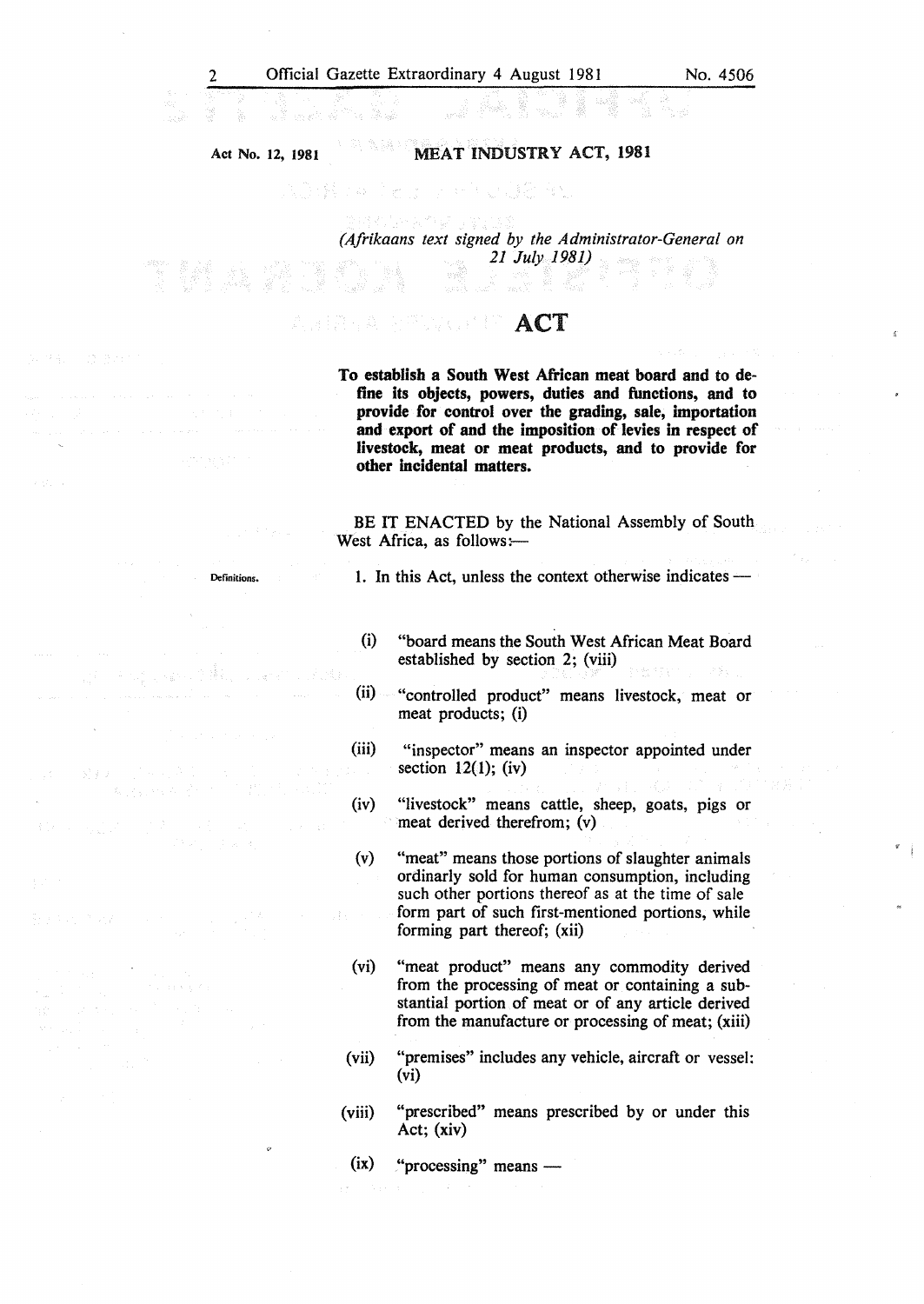Act No. 12, 1981

**MEAT INDUSTRY ACT, 1981**

*(Afrikaans text signed by the Administrator-General on 21 July 1981)*

# ACT

**To establish a South West African meat board and to define its objects, powers, duties and functions, and to provide for control over the grading, sale, importation and export of and the imposition of levies in respect of livestock, meat or meat products, and to provide for other incidental matters.**

BE IT ENACTED by the National Assembly of South West Africa, as follows:—

Definitions.

1. In this Act, unless the context otherwise indicates —

(i) "board means the South West African Meat Board established by section 2; (viii)

(ii) "controlled product" means livestock, meat or meat products; (i)

(iii) "inspector" means an inspector appointed under section 12(1); (iv)

(iv) "livestock" means cattle, sheep, goats, pigs or meat derived therefrom; (v)

(v) "meat" means those portions of slaughter animals ordinarily sold for human consumption, including such other portions thereof as at the time of sale form part of such first-mentioned portions, while forming part thereof; (xii)

(vi) "meat product" means any commodity derived from the processing of meat or containing a substantial portion of meat or of any article derived from the manufacture or processing of meat; (xiii)

(vii) "premises" includes any vehicle, aircraft or vessel: (vi)

(viii) "prescribed" means prescribed by or under this Act; (xiv)

(ix) "processing" means —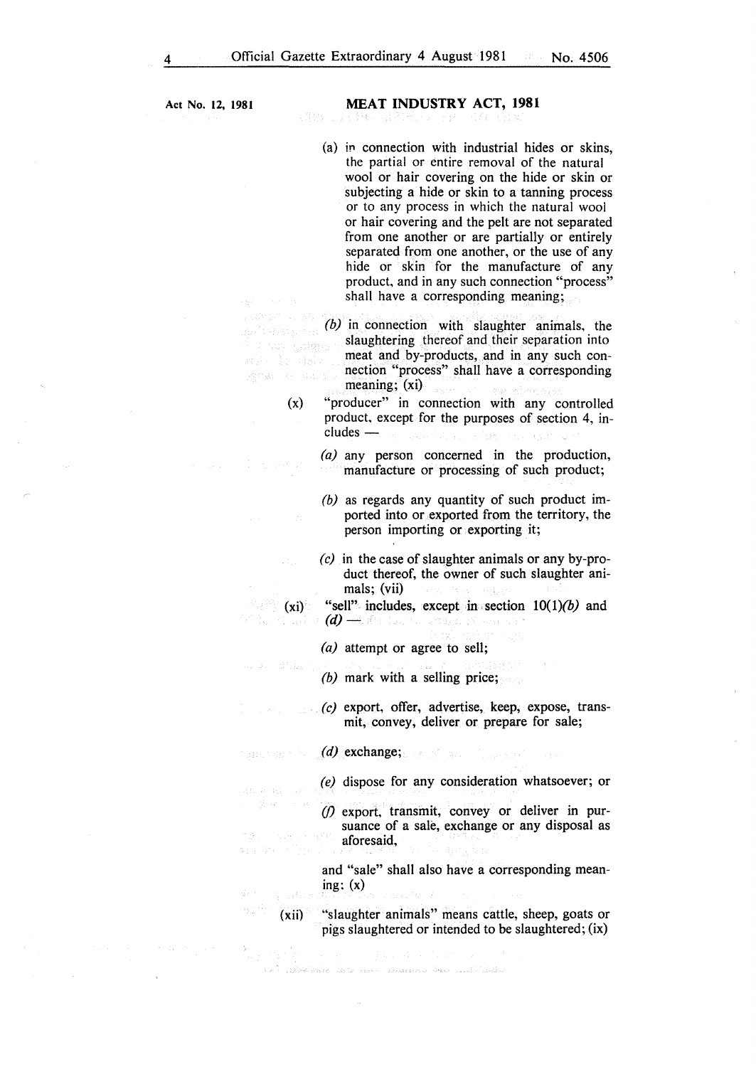Act No. 12, 1981

**MEAT INDUSTRY ACT, 1981**

(a) in connection with industrial hides or skins, the partial or entire removal of the natural wool or hair covering on the hide or skin or subjecting a hide or skin to a tanning process or to any process in which the natural wool or hair covering and the pelt are not separated from one another or are partially or entirely separated from one another, or the use of any hide or skin for the manufacture of any product, and in any such connection "process" shall have a corresponding meaning;

*(b)* in connection with slaughter animals, the slaughtering thereof and their separation into meat and by-products, and in any such connection "process" shall have a corresponding meaning; (xi)

(x) "producer" in connection with any controlled product, except for the purposes of section 4, includes —

*(a)* any person concerned in the production, manufacture or processing of such product;

*(b)* as regards any quantity of such product imported into or exported from the territory, the person importing or exporting it;

*(c)* in the case of slaughter animals or any by-product thereof, the owner of such slaughter animals; (vii)

(xi) "sell" includes, except in section 10(1)*(b)* and *(d)* —

*(a)* attempt or agree to sell;

*(b)* mark with a selling price;

*(c)* export, offer, advertise, keep, expose, transmit, convey, deliver or prepare for sale;

*(d)* exchange;

*(e)* dispose for any consideration whatsoever; or

*(f)* export, transmit, convey or deliver in pursuance of a sale, exchange or any disposal as aforesaid,

and "sale" shall also have a corresponding meaning; (x)

(xii) "slaughter animals" means cattle, sheep, goats or pigs slaughtered or intended to be slaughtered; (ix)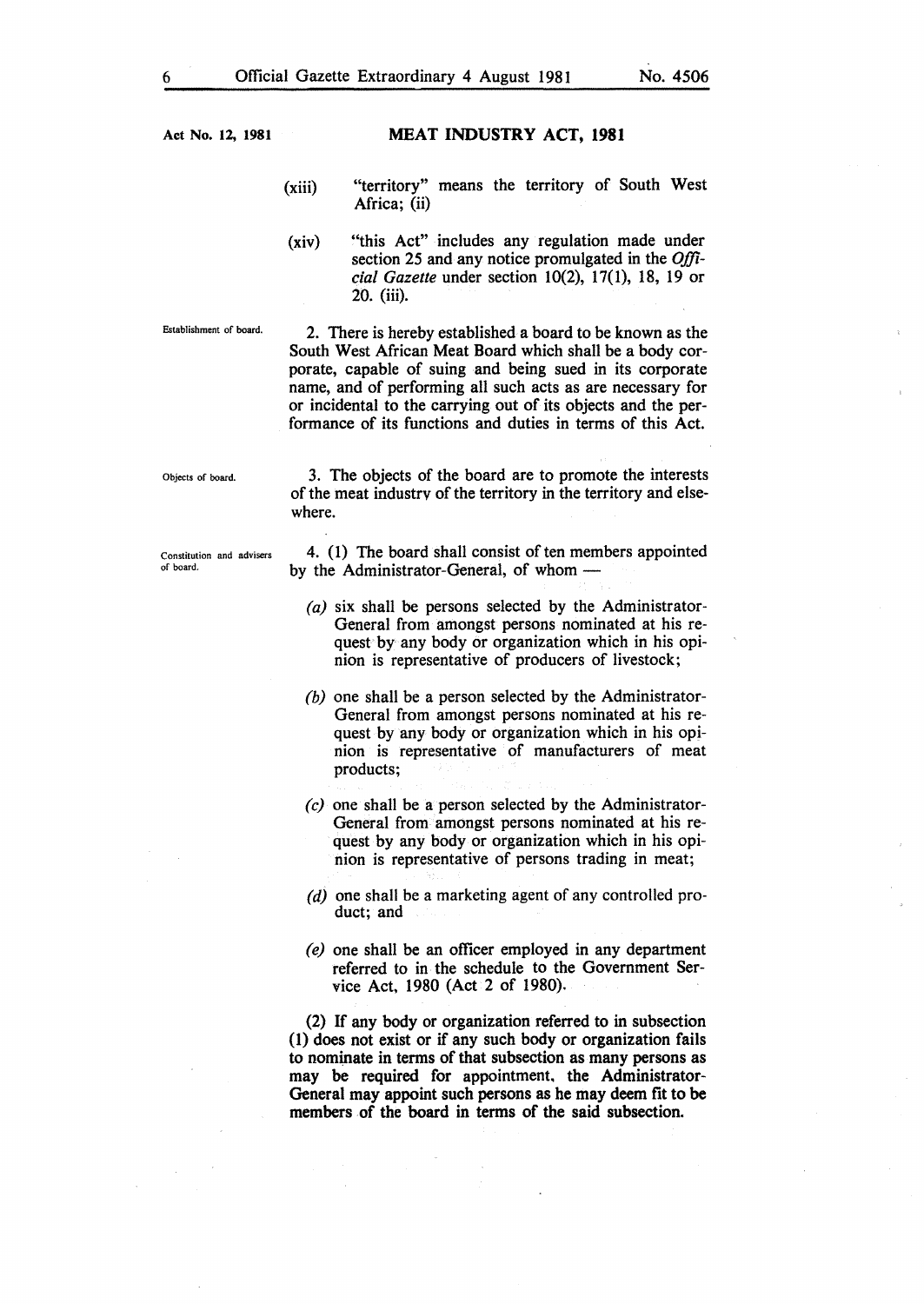**Act No. 12, 1981** **MEAT INDUSTRY ACT, 1981**

(xiii) "territory" means the territory of South West Africa; (ii)

(xiv) "this Act" includes any regulation made under section 25 and any notice promulgated in the *Official Gazette* under section 10(2), 17(1), 18, 19 or 20. (iii).

*Establishment of board.*

2. There is hereby established a board to be known as the South West African Meat Board which shall be a body corporate, capable of suing and being sued in its corporate name, and of performing all such acts as are necessary for or incidental to the carrying out of its objects and the performance of its functions and duties in terms of this Act.

*Objects of board.*

3. The objects of the board are to promote the interests of the meat industry of the territory in the territory and elsewhere.

*Constitution and advisers of board.*

4. (1) The board shall consist of ten members appointed by the Administrator-General, of whom —

*(a)* six shall be persons selected by the Administrator-General from amongst persons nominated at his request by any body or organization which in his opinion is representative of producers of livestock;

*(b)* one shall be a person selected by the Administrator-General from amongst persons nominated at his request by any body or organization which in his opinion is representative of manufacturers of meat products;

*(c)* one shall be a person selected by the Administrator-General from amongst persons nominated at his request by any body or organization which in his opinion is representative of persons trading in meat;

*(d)* one shall be a marketing agent of any controlled product; and

*(e)* one shall be an officer employed in any department referred to in the schedule to the Government Service Act, 1980 (Act 2 of 1980).

(2) If any body or organization referred to in subsection (1) does not exist or if any such body or organization fails to nominate in terms of that subsection as many persons as may be required for appointment, the Administrator-General may appoint such persons as he may deem fit to be members of the board in terms of the said subsection.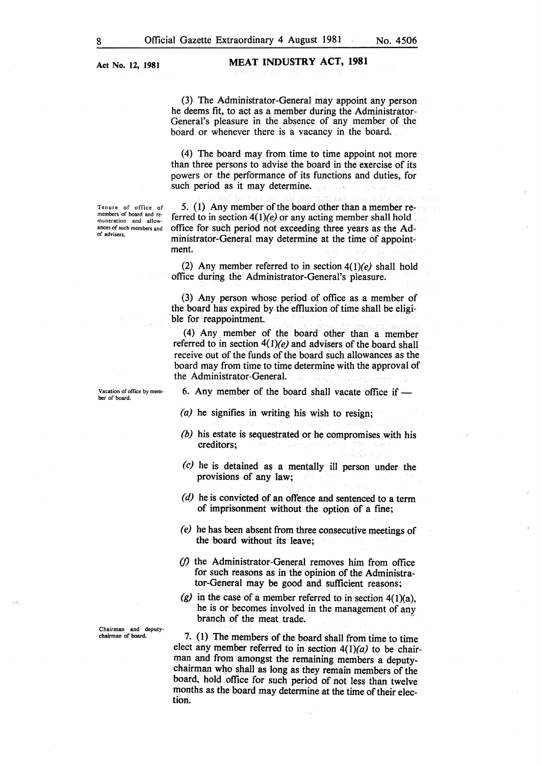(3) The Administrator-General may appoint any person he deems fit, to act as a member during the Administrator-General's pleasure in the absence of any member of the board or whenever there is a vacancy in the board.

(4) The board may from time to time appoint not more than three persons to advise the board in the exercise of its powers or the performance of its functions and duties, for such period as it may determine.

**Tenure of office of members of board and remuneration and allowances of such members and of advisers.**

5. (1) Any member of the board other than a member referred to in section 4(1)*(e)* or any acting member shall hold office for such period not exceeding three years as the Administrator-General may determine at the time of appointment.

(2) Any member referred to in section 4(1)*(e)* shall hold office during the Administrator-General's pleasure.

(3) Any person whose period of office as a member of the board has expired by the effluxion of time shall be eligible for reappointment.

(4) Any member of the board other than a member referred to in section 4(1)*(e)* and advisers of the board shall receive out of the funds of the board such allowances as the board may from time to time determine with the approval of the Administrator-General.

**Vacation of office by member of board.**

6. Any member of the board shall vacate office if —

*(a)* he signifies in writing his wish to resign;

*(b)* his estate is sequestrated or he compromises with his creditors;

*(c)* he is detained as a mentally ill person under the provisions of any law;

*(d)* he is convicted of an offence and sentenced to a term of imprisonment without the option of a fine;

*(e)* he has been absent from three consecutive meetings of the board without its leave;

*(f)* the Administrator-General removes him from office for such reasons as in the opinion of the Administrator-General may be good and sufficient reasons;

*(g)* in the case of a member referred to in section 4(1)(a), he is or becomes involved in the management of any branch of the meat trade.

**Chairman and deputy-chairman of board.**

7. (1) The members of the board shall from time to time elect any member referred to in section 4(1)*(a)* to be chairman and from amongst the remaining members a deputy-chairman who shall as long as they remain members of the board, hold office for such period of not less than twelve months as the board may determine at the time of their election.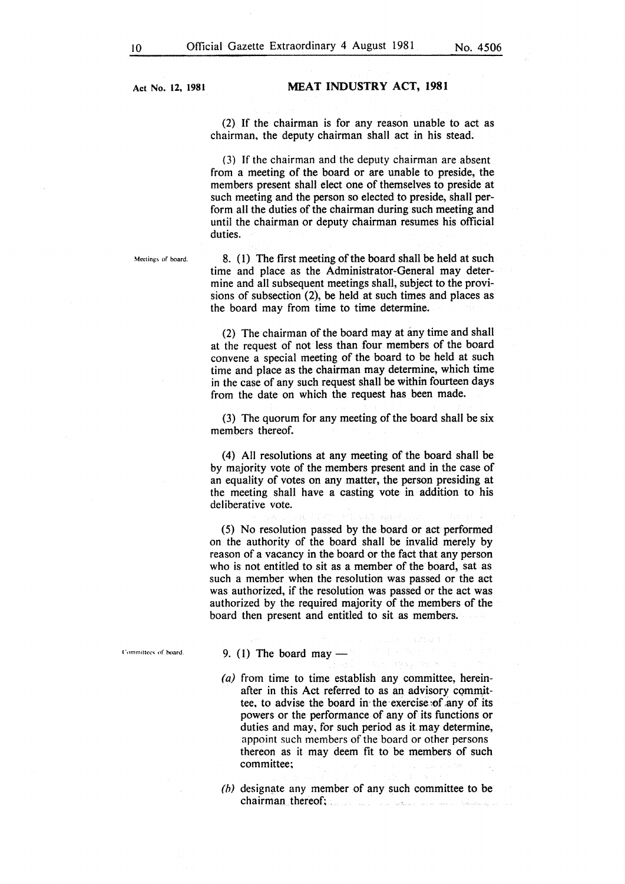(2) If the chairman is for any reason unable to act as chairman, the deputy chairman shall act in his stead.

(3) If the chairman and the deputy chairman are absent from a meeting of the board or are unable to preside, the members present shall elect one of themselves to preside at such meeting and the person so elected to preside, shall perform all the duties of the chairman during such meeting and until the chairman or deputy chairman resumes his official duties.

Meetings of board.

8. (1) The first meeting of the board shall be held at such time and place as the Administrator-General may determine and all subsequent meetings shall, subject to the provisions of subsection (2), be held at such times and places as the board may from time to time determine.

(2) The chairman of the board may at any time and shall at the request of not less than four members of the board convene a special meeting of the board to be held at such time and place as the chairman may determine, which time in the case of any such request shall be within fourteen days from the date on which the request has been made.

(3) The quorum for any meeting of the board shall be six members thereof.

(4) All resolutions at any meeting of the board shall be by majority vote of the members present and in the case of an equality of votes on any matter, the person presiding at the meeting shall have a casting vote in addition to his deliberative vote.

(5) No resolution passed by the board or act performed on the authority of the board shall be invalid merely by reason of a vacancy in the board or the fact that any person who is not entitled to sit as a member of the board, sat as such a member when the resolution was passed or the act was authorized, if the resolution was passed or the act was authorized by the required majority of the members of the board then present and entitled to sit as members.

Committees of board.

9. (1) The board may —

*(a)* from time to time establish any committee, hereinafter in this Act referred to as an advisory committee, to advise the board in the exercise of any of its powers or the performance of any of its functions or duties and may, for such period as it may determine, appoint such members of the board or other persons thereon as it may deem fit to be members of such committee;

*(b)* designate any member of any such committee to be chairman thereof;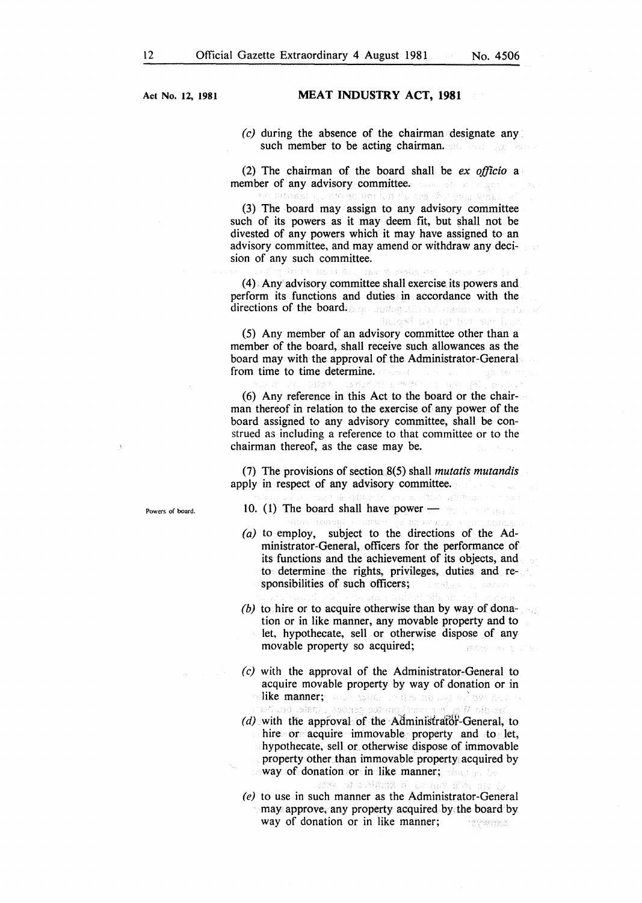Act No. 12, 1981

**MEAT INDUSTRY ACT, 1981**

(*c*) during the absence of the chairman designate any such member to be acting chairman.

(2) The chairman of the board shall be *ex officio* a member of any advisory committee.

(3) The board may assign to any advisory committee such of its powers as it may deem fit, but shall not be divested of any powers which it may have assigned to an advisory committee, and may amend or withdraw any decision of any such committee.

(4) Any advisory committee shall exercise its powers and perform its functions and duties in accordance with the directions of the board.

(5) Any member of an advisory committee other than a member of the board, shall receive such allowances as the board may with the approval of the Administrator-General from time to time determine.

(6) Any reference in this Act to the board or the chairman thereof in relation to the exercise of any power of the board assigned to any advisory committee, shall be construed as including a reference to that committee or to the chairman thereof, as the case may be.

(7) The provisions of section 8(5) shall *mutatis mutandis* apply in respect of any advisory committee.

Powers of board.

10. (1) The board shall have power —

(*a*) to employ, subject to the directions of the Administrator-General, officers for the performance of its functions and the achievement of its objects, and to determine the rights, privileges, duties and responsibilities of such officers;

(*b*) to hire or to acquire otherwise than by way of donation or in like manner, any movable property and to let, hypothecate, sell or otherwise dispose of any movable property so acquired;

(*c*) with the approval of the Administrator-General to acquire movable property by way of donation or in like manner;

(*d*) with the approval of the Administrator-General, to hire or acquire immovable property and to let, hypothecate, sell or otherwise dispose of immovable property other than immovable property acquired by way of donation or in like manner;

(*e*) to use in such manner as the Administrator-General may approve, any property acquired by the board by way of donation or in like manner;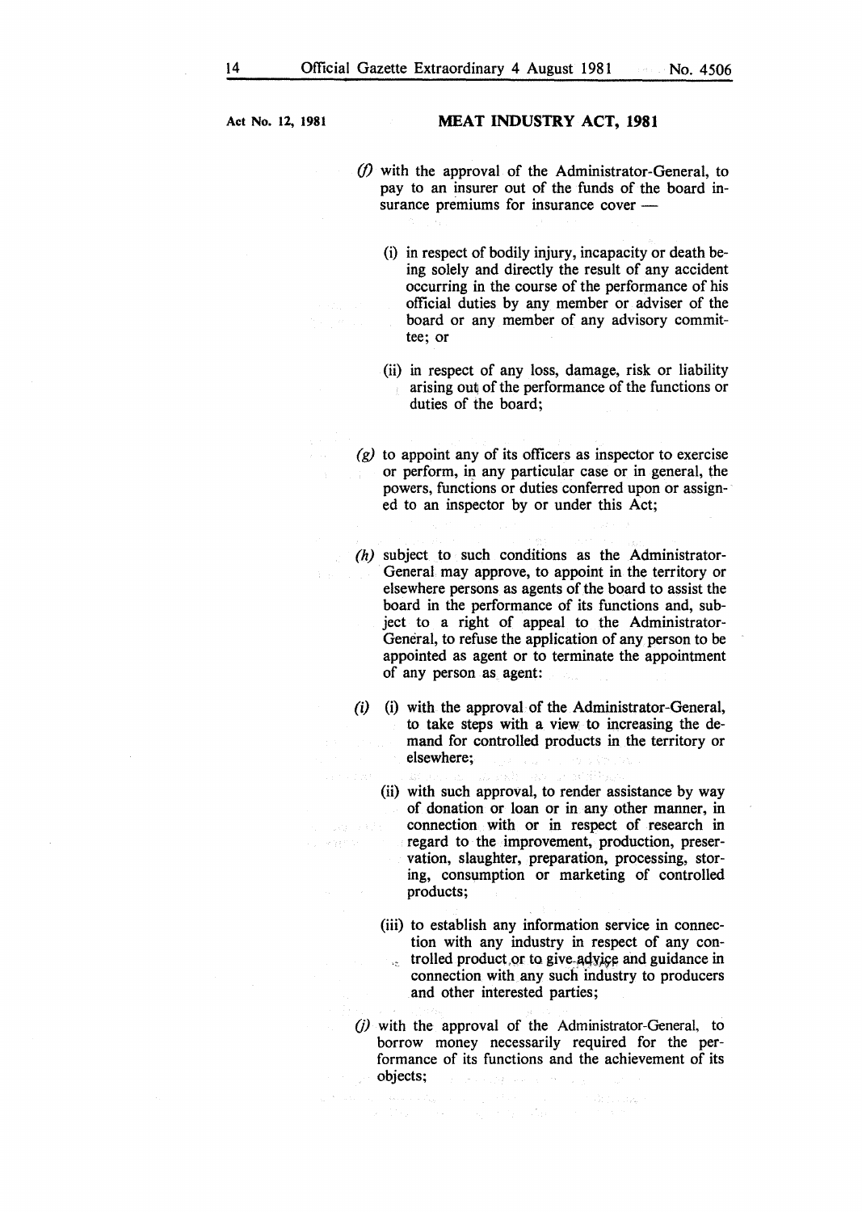(*f*) with the approval of the Administrator-General, to pay to an insurer out of the funds of the board insurance premiums for insurance cover —

(i) in respect of bodily injury, incapacity or death being solely and directly the result of any accident occurring in the course of the performance of his official duties by any member or adviser of the board or any member of any advisory committee; or

(ii) in respect of any loss, damage, risk or liability arising out of the performance of the functions or duties of the board;

(*g*) to appoint any of its officers as inspector to exercise or perform, in any particular case or in general, the powers, functions or duties conferred upon or assigned to an inspector by or under this Act;

(*h*) subject to such conditions as the Administrator-General may approve, to appoint in the territory or elsewhere persons as agents of the board to assist the board in the performance of its functions and, subject to a right of appeal to the Administrator-General, to refuse the application of any person to be appointed as agent or to terminate the appointment of any person as agent:

(*i*) (i) with the approval of the Administrator-General, to take steps with a view to increasing the demand for controlled products in the territory or elsewhere;

(ii) with such approval, to render assistance by way of donation or loan or in any other manner, in connection with or in respect of research in regard to the improvement, production, preservation, slaughter, preparation, processing, storing, consumption or marketing of controlled products;

(iii) to establish any information service in connection with any industry in respect of any controlled product or to give advice and guidance in connection with any such industry to producers and other interested parties;

(*j*) with the approval of the Administrator-General, to borrow money necessarily required for the performance of its functions and the achievement of its objects;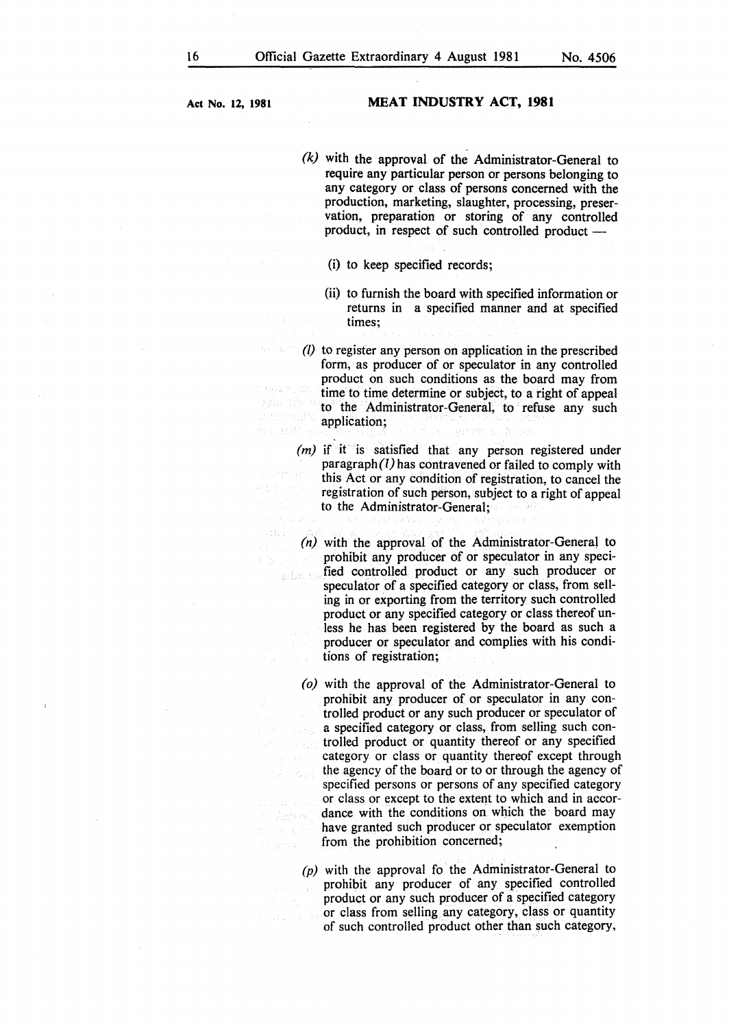Act No. 12, 1981

**MEAT INDUSTRY ACT, 1981**

*(k)* with the approval of the Administrator-General to require any particular person or persons belonging to any category or class of persons concerned with the production, marketing, slaughter, processing, preservation, preparation or storing of any controlled product, in respect of such controlled product —

(i) to keep specified records;

(ii) to furnish the board with specified information or returns in a specified manner and at specified times;

*(l)* to register any person on application in the prescribed form, as producer of or speculator in any controlled product on such conditions as the board may from time to time determine or subject, to a right of appeal to the Administrator-General, to refuse any such application;

*(m)* if it is satisfied that any person registered under paragraph *(l)* has contravened or failed to comply with this Act or any condition of registration, to cancel the registration of such person, subject to a right of appeal to the Administrator-General;

*(n)* with the approval of the Administrator-General to prohibit any producer of or speculator in any specified controlled product or any such producer or speculator of a specified category or class, from selling in or exporting from the territory such controlled product or any specified category or class thereof unless he has been registered by the board as such a producer or speculator and complies with his conditions of registration;

*(o)* with the approval of the Administrator-General to prohibit any producer of or speculator in any controlled product or any such producer or speculator of a specified category or class, from selling such controlled product or quantity thereof or any specified category or class or quantity thereof except through the agency of the board or to or through the agency of specified persons or persons of any specified category or class or except to the extent to which and in accordance with the conditions on which the board may have granted such producer or speculator exemption from the prohibition concerned;

*(p)* with the approval fo the Administrator-General to prohibit any producer of any specified controlled product or any such producer of a specified category or class from selling any category, class or quantity of such controlled product other than such category,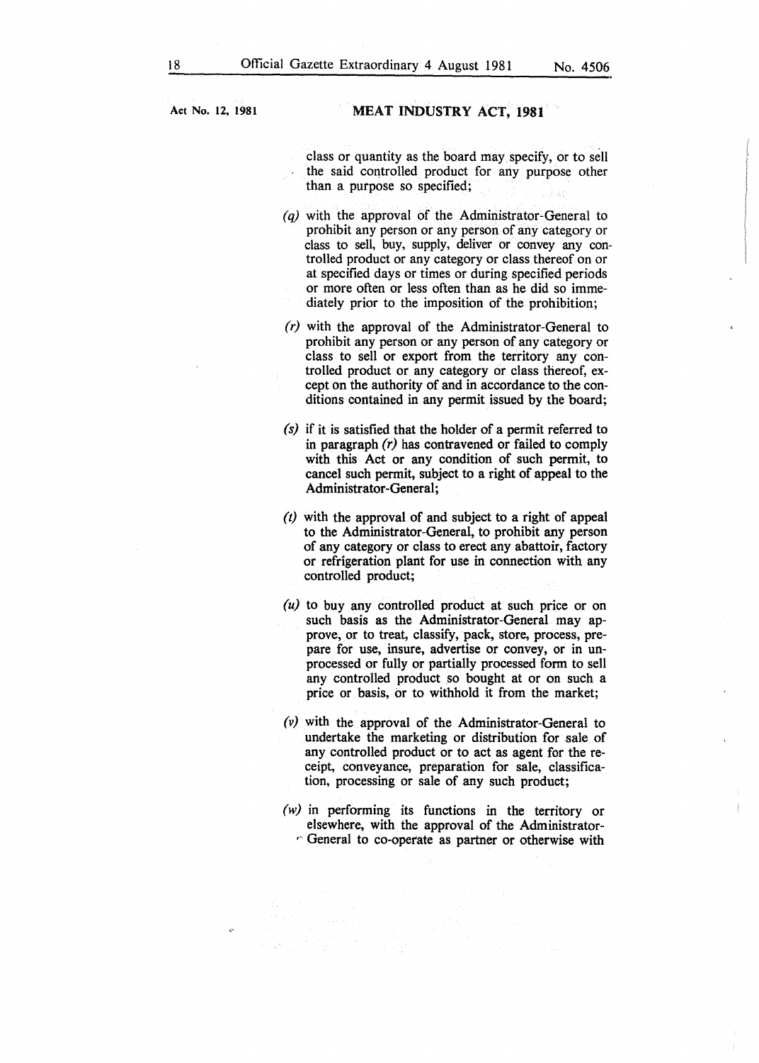class or quantity as the board may specify, or to sell the said controlled product for any purpose other than a purpose so specified;

*(q)* with the approval of the Administrator-General to prohibit any person or any person of any category or class to sell, buy, supply, deliver or convey any controlled product or any category or class thereof on or at specified days or times or during specified periods or more often or less often than as he did so immediately prior to the imposition of the prohibition;

*(r)* with the approval of the Administrator-General to prohibit any person or any person of any category or class to sell or export from the territory any controlled product or any category or class thereof, except on the authority of and in accordance to the conditions contained in any permit issued by the board;

*(s)* if it is satisfied that the holder of a permit referred to in paragraph *(r)* has contravened or failed to comply with this Act or any condition of such permit, to cancel such permit, subject to a right of appeal to the Administrator-General;

*(t)* with the approval of and subject to a right of appeal to the Administrator-General, to prohibit any person of any category or class to erect any abattoir, factory or refrigeration plant for use in connection with any controlled product;

*(u)* to buy any controlled product at such price or on such basis as the Administrator-General may approve, or to treat, classify, pack, store, process, prepare for use, insure, advertise or convey, or in unprocessed or fully or partially processed form to sell any controlled product so bought at or on such a price or basis, or to withhold it from the market;

*(v)* with the approval of the Administrator-General to undertake the marketing or distribution for sale of any controlled product or to act as agent for the receipt, conveyance, preparation for sale, classification, processing or sale of any such product;

*(w)* in performing its functions in the territory or elsewhere, with the approval of the Administrator-General to co-operate as partner or otherwise with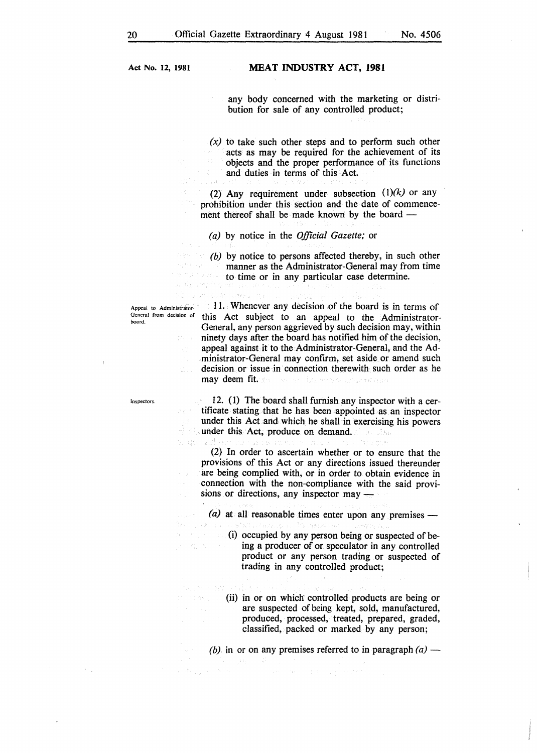any body concerned with the marketing or distribution for sale of any controlled product;

*(x)* to take such other steps and to perform such other acts as may be required for the achievement of its objects and the proper performance of its functions and duties in terms of this Act.

(2) Any requirement under subsection (1)*(k)* or any prohibition under this section and the date of commencement thereof shall be made known by the board —

*(a)* by notice in the *Official Gazette;* or

*(b)* by notice to persons affected thereby, in such other manner as the Administrator-General may from time to time or in any particular case determine.

**Appeal to Administrator-General from decision of board.**

11. Whenever any decision of the board is in terms of this Act subject to an appeal to the Administrator-General, any person aggrieved by such decision may, within ninety days after the board has notified him of the decision, appeal against it to the Administrator-General, and the Administrator-General may confirm, set aside or amend such decision or issue in connection therewith such order as he may deem fit.

**Inspectors.**

12. (1) The board shall furnish any inspector with a certificate stating that he has been appointed as an inspector under this Act and which he shall in exercising his powers under this Act, produce on demand.

(2) In order to ascertain whether or to ensure that the provisions of this Act or any directions issued thereunder are being complied with, or in order to obtain evidence in connection with the non-compliance with the said provisions or directions, any inspector may —

*(a)* at all reasonable times enter upon any premises —

(i) occupied by any person being or suspected of being a producer of or speculator in any controlled product or any person trading or suspected of trading in any controlled product;

(ii) in or on which controlled products are being or are suspected of being kept, sold, manufactured, produced, processed, treated, prepared, graded, classified, packed or marked by any person;

*(b)* in or on any premises referred to in paragraph *(a)* —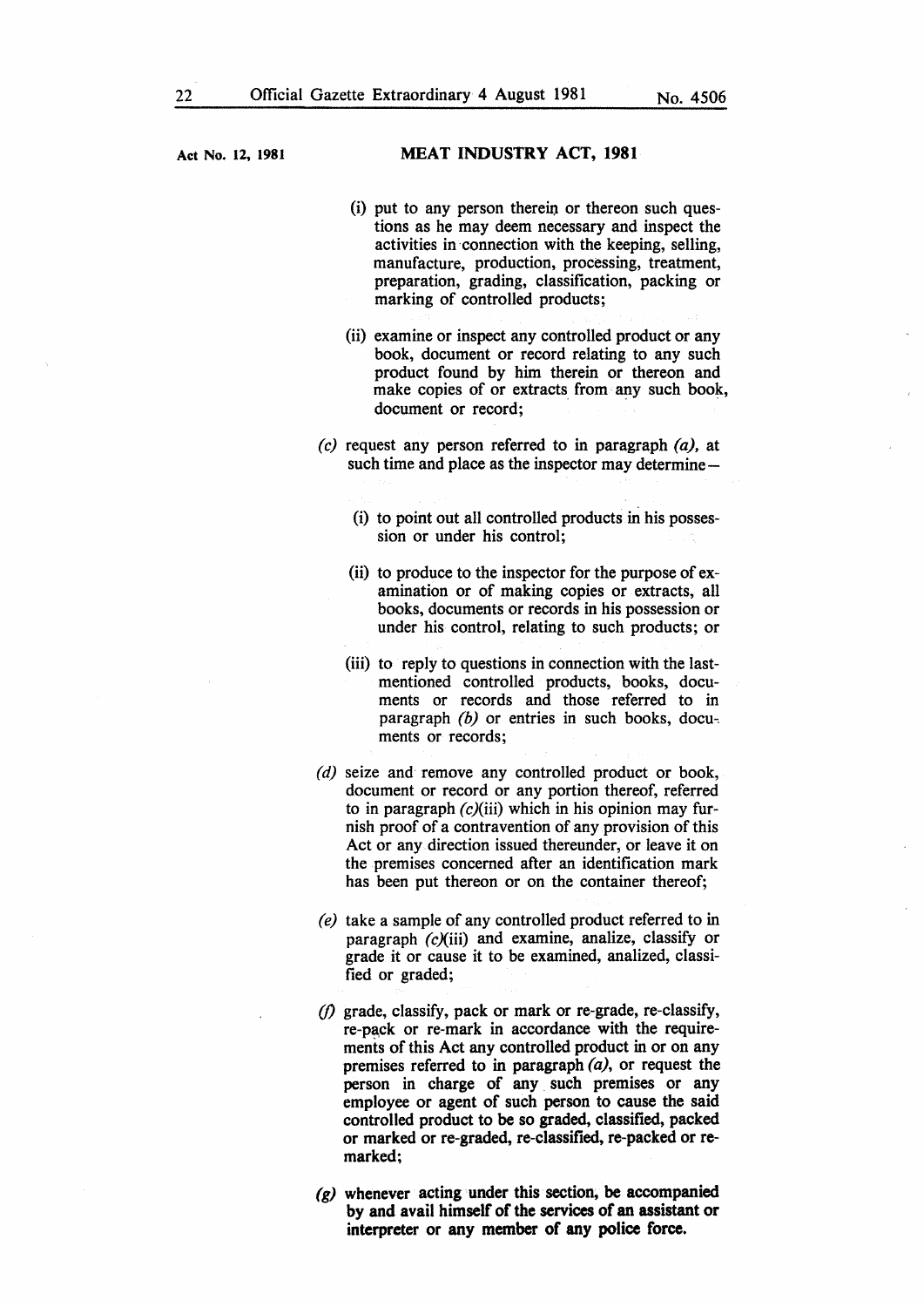(i) put to any person therein or thereon such questions as he may deem necessary and inspect the activities in connection with the keeping, selling, manufacture, production, processing, treatment, preparation, grading, classification, packing or marking of controlled products;

(ii) examine or inspect any controlled product or any book, document or record relating to any such product found by him therein or thereon and make copies of or extracts from any such book, document or record;

*(c)* request any person referred to in paragraph *(a)*, at such time and place as the inspector may determine—

(i) to point out all controlled products in his possession or under his control;

(ii) to produce to the inspector for the purpose of examination or of making copies or extracts, all books, documents or records in his possession or under his control, relating to such products; or

(iii) to reply to questions in connection with the last-mentioned controlled products, books, documents or records and those referred to in paragraph *(b)* or entries in such books, documents or records;

*(d)* seize and remove any controlled product or book, document or record or any portion thereof, referred to in paragraph *(c)*(iii) which in his opinion may furnish proof of a contravention of any provision of this Act or any direction issued thereunder, or leave it on the premises concerned after an identification mark has been put thereon or on the container thereof;

*(e)* take a sample of any controlled product referred to in paragraph *(c)*(iii) and examine, analize, classify or grade it or cause it to be examined, analized, classified or graded;

*(f)* grade, classify, pack or mark or re-grade, re-classify, re-pack or re-mark in accordance with the requirements of this Act any controlled product in or on any premises referred to in paragraph *(a)*, or request the person in charge of any such premises or any employee or agent of such person to cause the said controlled product to be so graded, classified, packed or marked or re-graded, re-classified, re-packed or re-marked;

*(g)* whenever acting under this section, be accompanied by and avail himself of the services of an assistant or interpreter or any member of any police force.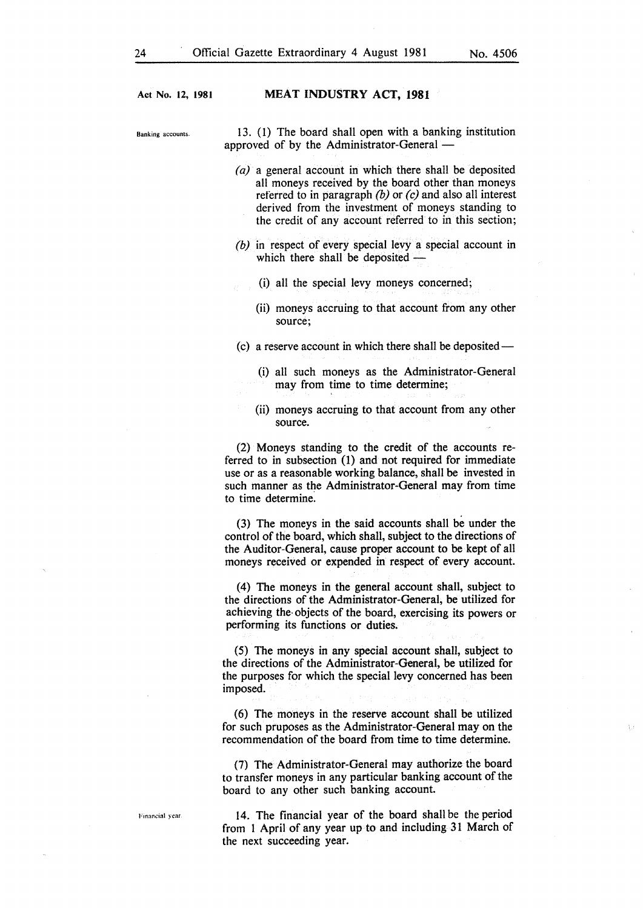Banking accounts.

13. (1) The board shall open with a banking institution approved of by the Administrator-General —

*(a)* a general account in which there shall be deposited all moneys received by the board other than moneys referred to in paragraph *(b)* or *(c)* and also all interest derived from the investment of moneys standing to the credit of any account referred to in this section;

*(b)* in respect of every special levy a special account in which there shall be deposited —

(i) all the special levy moneys concerned;

(ii) moneys accruing to that account from any other source;

(c) a reserve account in which there shall be deposited —

(i) all such moneys as the Administrator-General may from time to time determine;

(ii) moneys accruing to that account from any other source.

(2) Moneys standing to the credit of the accounts referred to in subsection (1) and not required for immediate use or as a reasonable working balance, shall be invested in such manner as the Administrator-General may from time to time determine.

(3) The moneys in the said accounts shall be under the control of the board, which shall, subject to the directions of the Auditor-General, cause proper account to be kept of all moneys received or expended in respect of every account.

(4) The moneys in the general account shall, subject to the directions of the Administrator-General, be utilized for achieving the objects of the board, exercising its powers or performing its functions or duties.

(5) The moneys in any special account shall, subject to the directions of the Administrator-General, be utilized for the purposes for which the special levy concerned has been imposed.

(6) The moneys in the reserve account shall be utilized for such pruposes as the Administrator-General may on the recommendation of the board from time to time determine.

(7) The Administrator-General may authorize the board to transfer moneys in any particular banking account of the board to any other such banking account.

Financial year.

14. The financial year of the board shall be the period from 1 April of any year up to and including 31 March of the next succeeding year.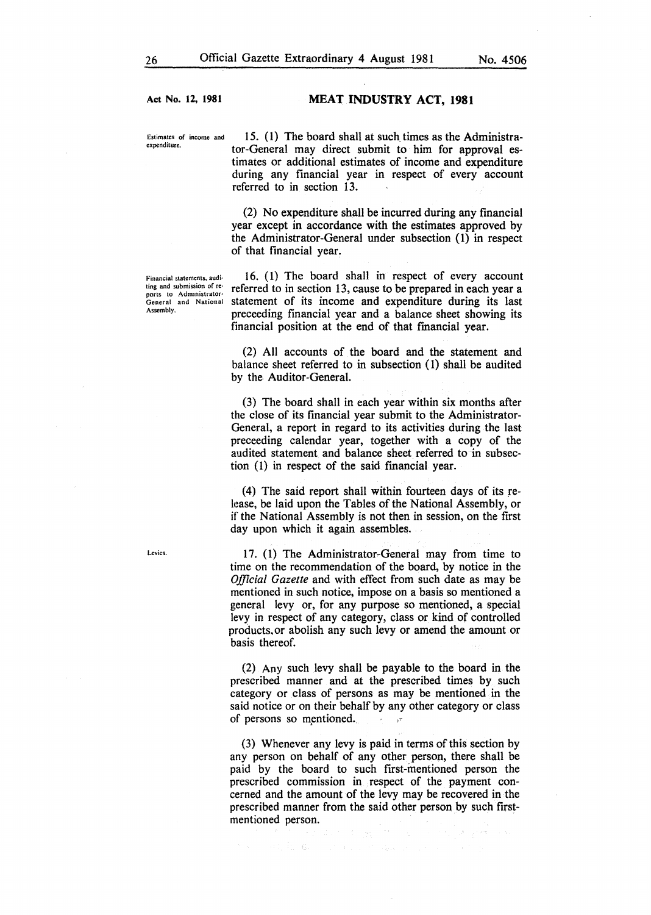**Estimates of income and expenditure.**

15. (1) The board shall at such times as the Administrator-General may direct submit to him for approval estimates or additional estimates of income and expenditure during any financial year in respect of every account referred to in section 13.

(2) No expenditure shall be incurred during any financial year except in accordance with the estimates approved by the Administrator-General under subsection (1) in respect of that financial year.

**Financial statements, auditing and submission of reports to Administrator-General and National Assembly.**

16. (1) The board shall in respect of every account referred to in section 13, cause to be prepared in each year a statement of its income and expenditure during its last preceeding financial year and a balance sheet showing its financial position at the end of that financial year.

(2) All accounts of the board and the statement and balance sheet referred to in subsection (1) shall be audited by the Auditor-General.

(3) The board shall in each year within six months after the close of its financial year submit to the Administrator-General, a report in regard to its activities during the last preceeding calendar year, together with a copy of the audited statement and balance sheet referred to in subsection (1) in respect of the said financial year.

(4) The said report shall within fourteen days of its release, be laid upon the Tables of the National Assembly, or if the National Assembly is not then in session, on the first day upon which it again assembles.

**Levies.**

17. (1) The Administrator-General may from time to time on the recommendation of the board, by notice in the *Official Gazette* and with effect from such date as may be mentioned in such notice, impose on a basis so mentioned a general levy or, for any purpose so mentioned, a special levy in respect of any category, class or kind of controlled products, or abolish any such levy or amend the amount or basis thereof.

(2) Any such levy shall be payable to the board in the prescribed manner and at the prescribed times by such category or class of persons as may be mentioned in the said notice or on their behalf by any other category or class of persons so mentioned.

(3) Whenever any levy is paid in terms of this section by any person on behalf of any other person, there shall be paid by the board to such first-mentioned person the prescribed commission in respect of the payment concerned and the amount of the levy may be recovered in the prescribed manner from the said other person by such first-mentioned person.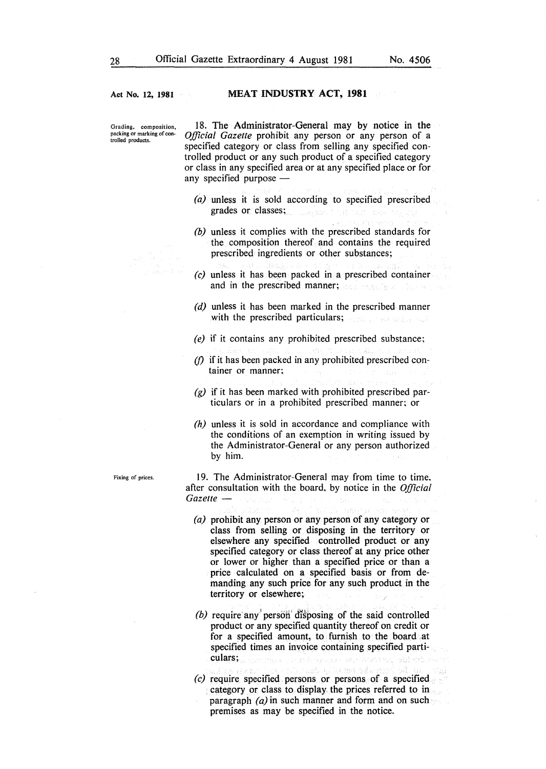**Grading, composition, packing or marking of controlled products.**

18. The Administrator-General may by notice in the *Official Gazette* prohibit any person or any person of a specified category or class from selling any specified controlled product or any such product of a specified category or class in any specified area or at any specified place or for any specified purpose —

*(a)* unless it is sold according to specified prescribed grades or classes;

*(b)* unless it complies with the prescribed standards for the composition thereof and contains the required prescribed ingredients or other substances;

*(c)* unless it has been packed in a prescribed container and in the prescribed manner;

*(d)* unless it has been marked in the prescribed manner with the prescribed particulars;

*(e)* if it contains any prohibited prescribed substance;

*(f)* if it has been packed in any prohibited prescribed container or manner;

*(g)* if it has been marked with prohibited prescribed particulars or in a prohibited prescribed manner; or

*(h)* unless it is sold in accordance and compliance with the conditions of an exemption in writing issued by the Administrator-General or any person authorized by him.

**Fixing of prices.**

19. The Administrator-General may from time to time, after consultation with the board, by notice in the *Official Gazette* —

*(a)* prohibit any person or any person of any category or class from selling or disposing in the territory or elsewhere any specified controlled product or any specified category or class thereof at any price other or lower or higher than a specified price or than a price calculated on a specified basis or from demanding any such price for any such product in the territory or elsewhere;

*(b)* require any person disposing of the said controlled product or any specified quantity thereof on credit or for a specified amount, to furnish to the board at specified times an invoice containing specified particulars;

*(c)* require specified persons or persons of a specified category or class to display the prices referred to in paragraph *(a)* in such manner and form and on such premises as may be specified in the notice.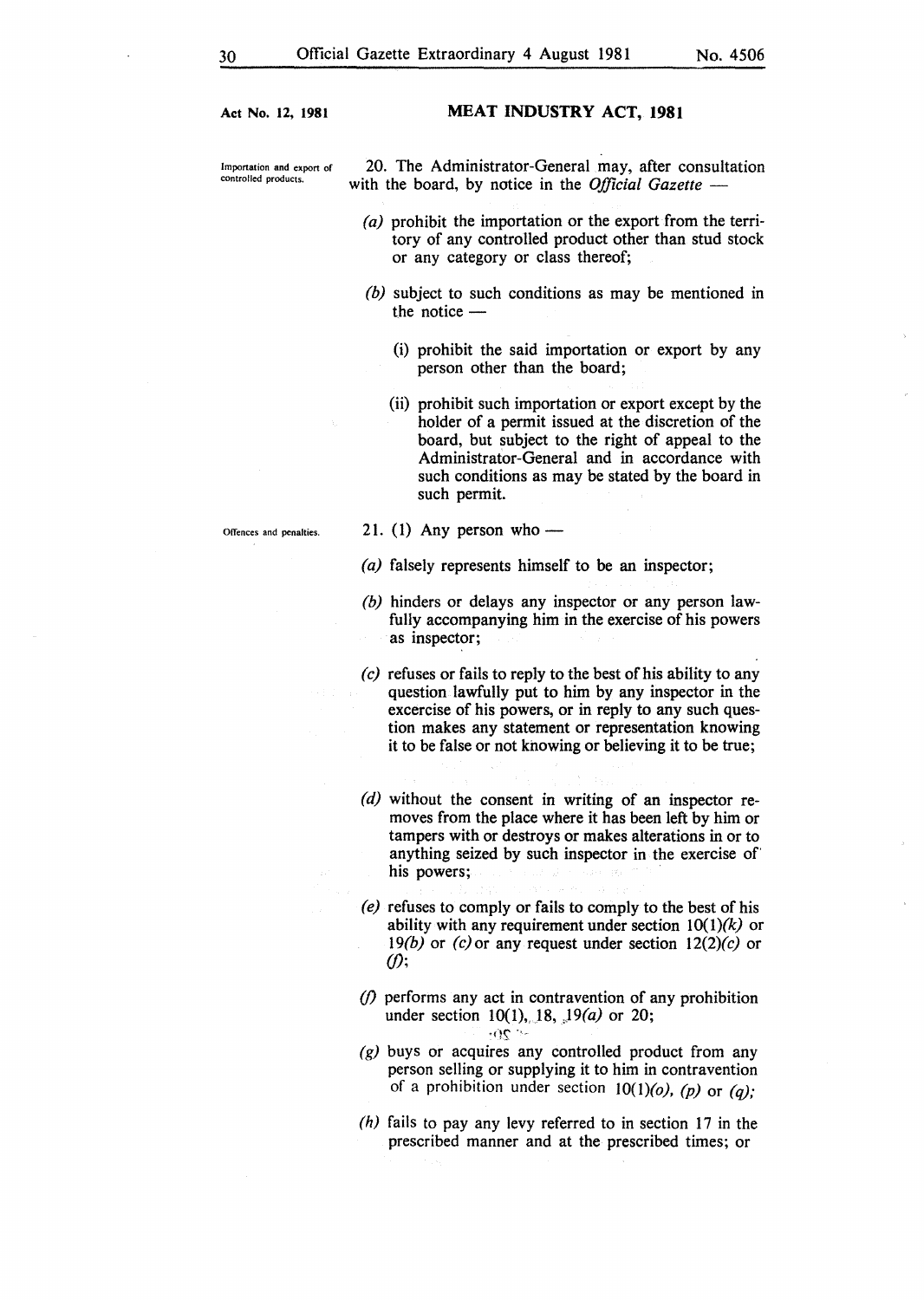**Act No. 12, 1981**

## MEAT INDUSTRY ACT, 1981

*Importation and export of controlled products.*

20. The Administrator-General may, after consultation with the board, by notice in the *Official Gazette* —

*(a)* prohibit the importation or the export from the territory of any controlled product other than stud stock or any category or class thereof;

*(b)* subject to such conditions as may be mentioned in the notice —

(i) prohibit the said importation or export by any person other than the board;

(ii) prohibit such importation or export except by the holder of a permit issued at the discretion of the board, but subject to the right of appeal to the Administrator-General and in accordance with such conditions as may be stated by the board in such permit.

*Offences and penalties.*

21. (1) Any person who —

*(a)* falsely represents himself to be an inspector;

*(b)* hinders or delays any inspector or any person lawfully accompanying him in the exercise of his powers as inspector;

*(c)* refuses or fails to reply to the best of his ability to any question lawfully put to him by any inspector in the excercise of his powers, or in reply to any such question makes any statement or representation knowing it to be false or not knowing or believing it to be true;

*(d)* without the consent in writing of an inspector removes from the place where it has been left by him or tampers with or destroys or makes alterations in or to anything seized by such inspector in the exercise of his powers;

*(e)* refuses to comply or fails to comply to the best of his ability with any requirement under section 10(1)*(k)* or 19*(b)* or *(c)* or any request under section 12(2)*(c)* or *(f)*;

*(f)* performs any act in contravention of any prohibition under section 10(1), 18, 19*(a)* or 20;

*(g)* buys or acquires any controlled product from any person selling or supplying it to him in contravention of a prohibition under section 10(1)*(o)*, *(p)* or *(q)*;

*(h)* fails to pay any levy referred to in section 17 in the prescribed manner and at the prescribed times; or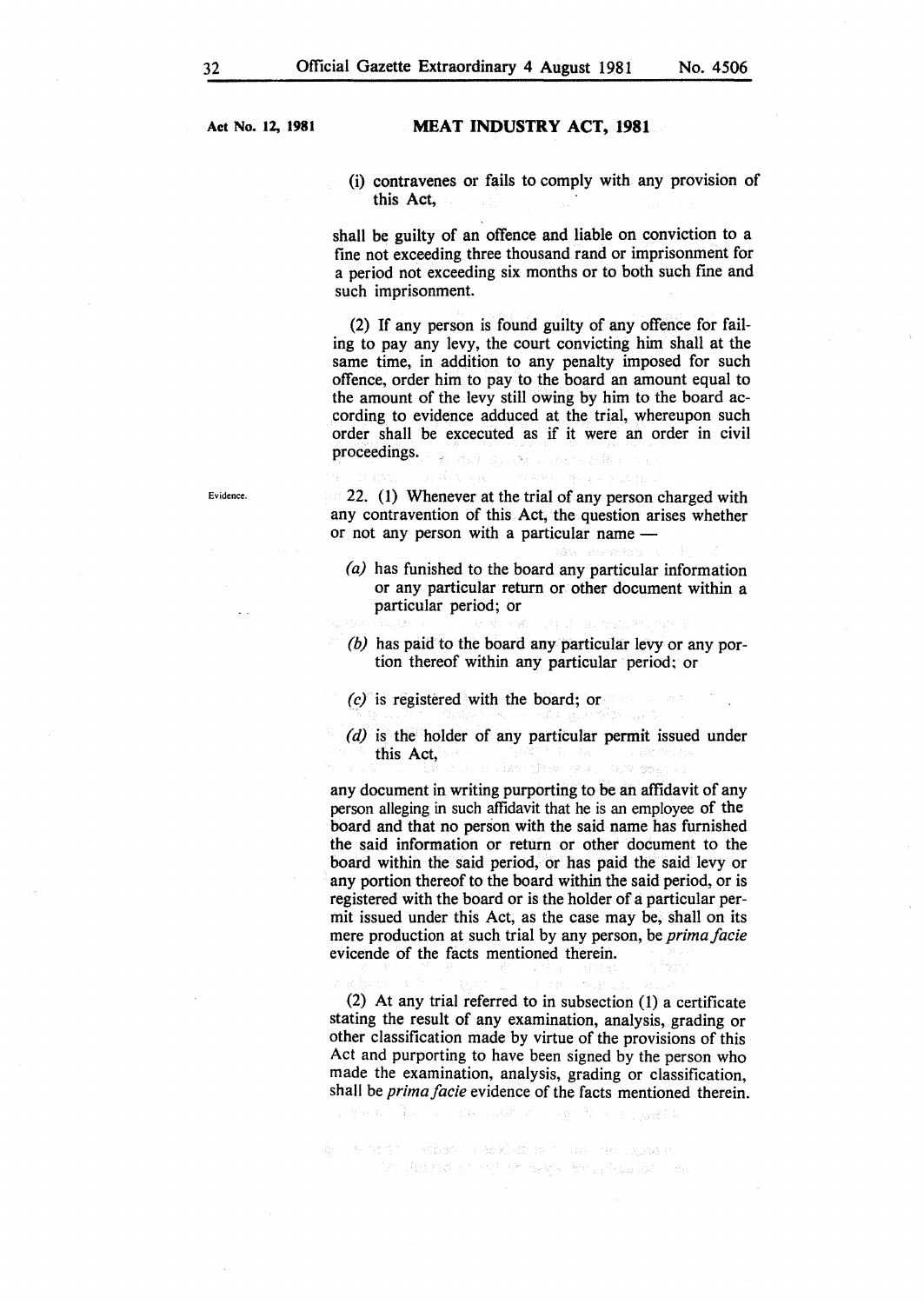(i) contravenes or fails to comply with any provision of this Act,

shall be guilty of an offence and liable on conviction to a fine not exceeding three thousand rand or imprisonment for a period not exceeding six months or to both such fine and such imprisonment.

(2) If any person is found guilty of any offence for failing to pay any levy, the court convicting him shall at the same time, in addition to any penalty imposed for such offence, order him to pay to the board an amount equal to the amount of the levy still owing by him to the board according to evidence adduced at the trial, whereupon such order shall be excecuted as if it were an order in civil proceedings.

Evidence.

22. (1) Whenever at the trial of any person charged with any contravention of this Act, the question arises whether or not any person with a particular name —

*(a)* has funished to the board any particular information or any particular return or other document within a particular period; or

*(b)* has paid to the board any particular levy or any portion thereof within any particular period; or

*(c)* is registered with the board; or

*(d)* is the holder of any particular permit issued under this Act,

any document in writing purporting to be an affidavit of any person alleging in such affidavit that he is an employee of the board and that no person with the said name has furnished the said information or return or other document to the board within the said period, or has paid the said levy or any portion thereof to the board within the said period, or is registered with the board or is the holder of a particular permit issued under this Act, as the case may be, shall on its mere production at such trial by any person, be *prima facie* evicende of the facts mentioned therein.

(2) At any trial referred to in subsection (1) a certificate stating the result of any examination, analysis, grading or other classification made by virtue of the provisions of this Act and purporting to have been signed by the person who made the examination, analysis, grading or classification, shall be *prima facie* evidence of the facts mentioned therein.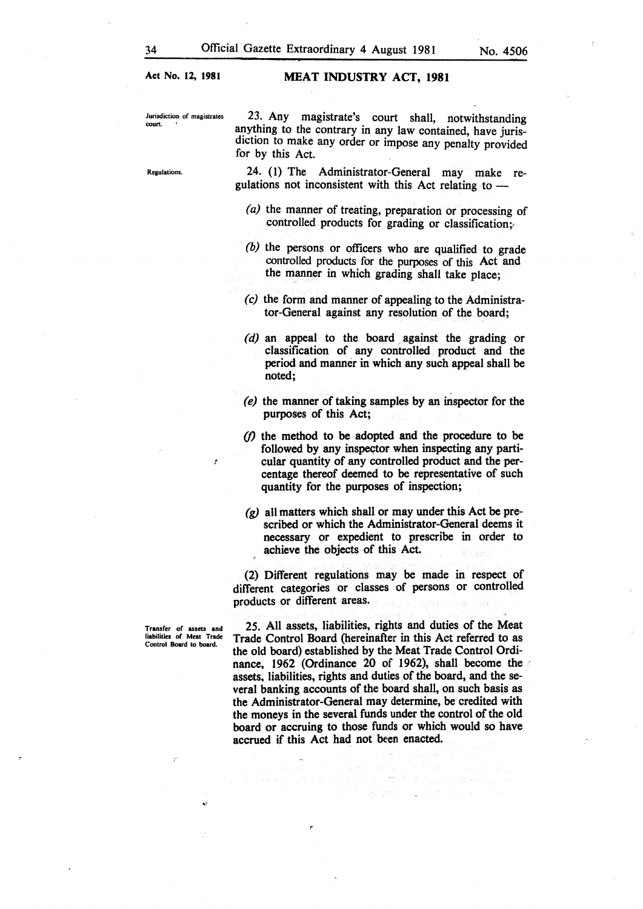**Jurisdiction of magistrates court.**

23. Any magistrate's court shall, notwithstanding anything to the contrary in any law contained, have jurisdiction to make any order or impose any penalty provided for by this Act.

**Regulations.**

24. (1) The Administrator-General may make regulations not inconsistent with this Act relating to —

*(a)* the manner of treating, preparation or processing of controlled products for grading or classification;

*(b)* the persons or officers who are qualified to grade controlled products for the purposes of this Act and the manner in which grading shall take place;

*(c)* the form and manner of appealing to the Administrator-General against any resolution of the board;

*(d)* an appeal to the board against the grading or classification of any controlled product and the period and manner in which any such appeal shall be noted;

*(e)* the manner of taking samples by an inspector for the purposes of this Act;

*(f)* the method to be adopted and the procedure to be followed by any inspector when inspecting any particular quantity of any controlled product and the percentage thereof deemed to be representative of such quantity for the purposes of inspection;

*(g)* all matters which shall or may under this Act be prescribed or which the Administrator-General deems it necessary or expedient to prescribe in order to achieve the objects of this Act.

(2) Different regulations may be made in respect of different categories or classes of persons or controlled products or different areas.

**Transfer of assets and liabilities of Meat Trade Control Board to board.**

25. All assets, liabilities, rights and duties of the Meat Trade Control Board (hereinafter in this Act referred to as the old board) established by the Meat Trade Control Ordinance, 1962 (Ordinance 20 of 1962), shall become the assets, liabilities, rights and duties of the board, and the several banking accounts of the board shall, on such basis as the Administrator-General may determine, be credited with the moneys in the several funds under the control of the old board or accruing to those funds or which would so have accrued if this Act had not been enacted.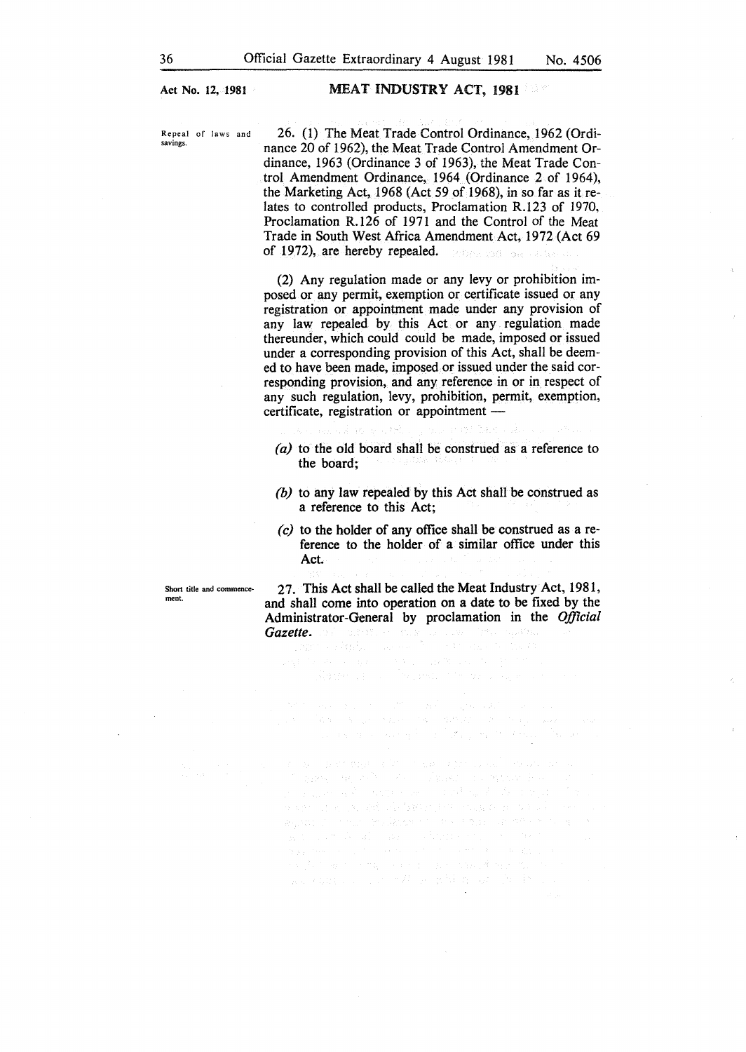Repeal of laws and savings.

26. (1) The Meat Trade Control Ordinance, 1962 (Ordinance 20 of 1962), the Meat Trade Control Amendment Ordinance, 1963 (Ordinance 3 of 1963), the Meat Trade Control Amendment Ordinance, 1964 (Ordinance 2 of 1964), the Marketing Act, 1968 (Act 59 of 1968), in so far as it relates to controlled products, Proclamation R.123 of 1970, Proclamation R.126 of 1971 and the Control of the Meat Trade in South West Africa Amendment Act, 1972 (Act 69 of 1972), are hereby repealed.

(2) Any regulation made or any levy or prohibition imposed or any permit, exemption or certificate issued or any registration or appointment made under any provision of any law repealed by this Act or any regulation made thereunder, which could could be made, imposed or issued under a corresponding provision of this Act, shall be deemed to have been made, imposed or issued under the said corresponding provision, and any reference in or in respect of any such regulation, levy, prohibition, permit, exemption, certificate, registration or appointment —

*(a)* to the old board shall be construed as a reference to the board;

*(b)* to any law repealed by this Act shall be construed as a reference to this Act;

*(c)* to the holder of any office shall be construed as a reference to the holder of a similar office under this Act.

Short title and commencement.

27. This Act shall be called the Meat Industry Act, 1981, and shall come into operation on a date to be fixed by the Administrator-General by proclamation in the *Official Gazette*.